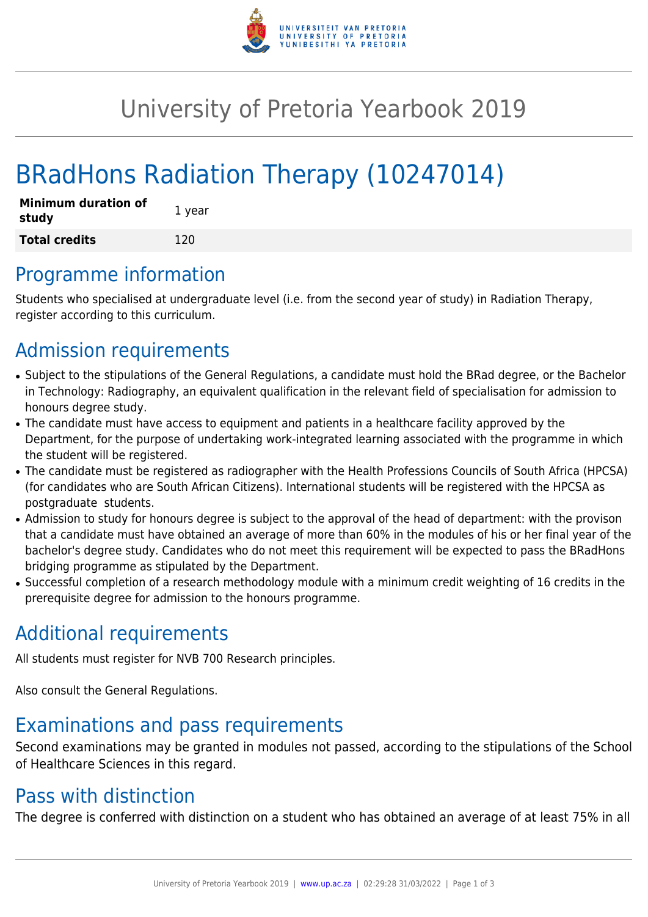# University of Pretoria Yearbook 2019

# BRadHons Radiation Therapy (10247014)

| **Minimum duration of study** | 1 year |
| --- | --- |
| **Total credits** | 120 |

## Programme information

Students who specialised at undergraduate level (i.e. from the second year of study) in Radiation Therapy, register according to this curriculum.

## Admission requirements

- Subject to the stipulations of the General Regulations, a candidate must hold the BRad degree, or the Bachelor in Technology: Radiography, an equivalent qualification in the relevant field of specialisation for admission to honours degree study.
- The candidate must have access to equipment and patients in a healthcare facility approved by the Department, for the purpose of undertaking work-integrated learning associated with the programme in which the student will be registered.
- The candidate must be registered as radiographer with the Health Professions Councils of South Africa (HPCSA) (for candidates who are South African Citizens). International students will be registered with the HPCSA as postgraduate students.
- Admission to study for honours degree is subject to the approval of the head of department: with the provison that a candidate must have obtained an average of more than 60% in the modules of his or her final year of the bachelor's degree study. Candidates who do not meet this requirement will be expected to pass the BRadHons bridging programme as stipulated by the Department.
- Successful completion of a research methodology module with a minimum credit weighting of 16 credits in the prerequisite degree for admission to the honours programme.

## Additional requirements

All students must register for NVB 700 Research principles.

Also consult the General Regulations.

## Examinations and pass requirements

Second examinations may be granted in modules not passed, according to the stipulations of the School of Healthcare Sciences in this regard.

## Pass with distinction

The degree is conferred with distinction on a student who has obtained an average of at least 75% in all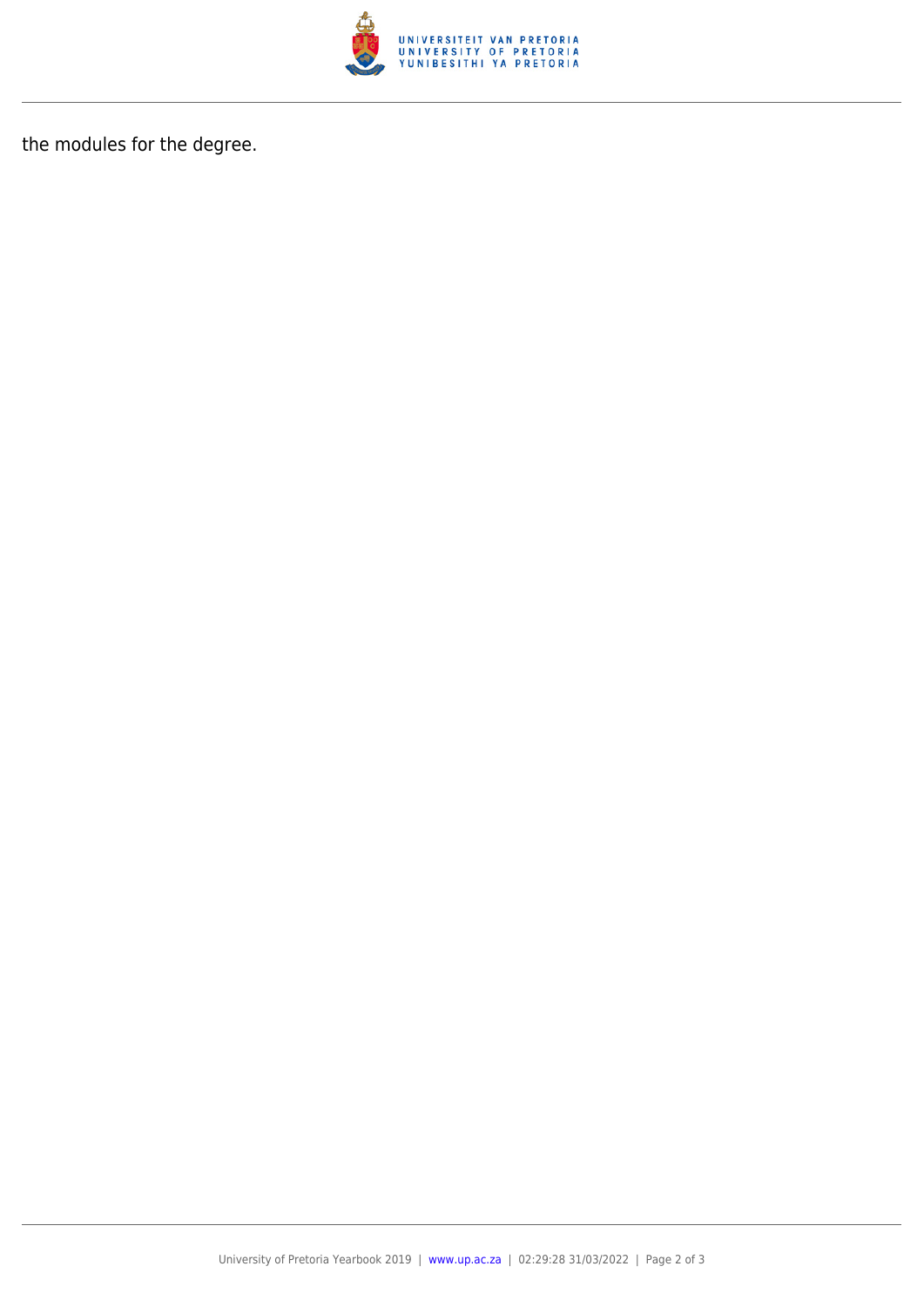the modules for the degree.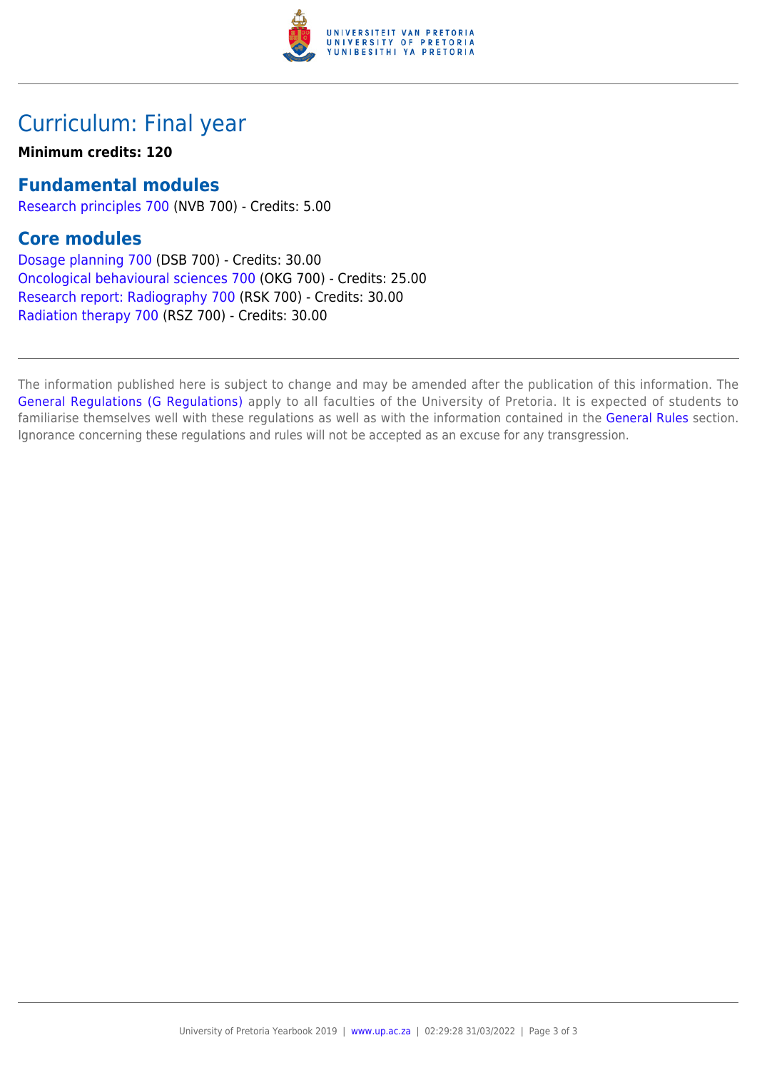# Curriculum: Final year

**Minimum credits: 120**

## Fundamental modules

Research principles 700 (NVB 700) - Credits: 5.00

## Core modules

Dosage planning 700 (DSB 700) - Credits: 30.00
Oncological behavioural sciences 700 (OKG 700) - Credits: 25.00
Research report: Radiography 700 (RSK 700) - Credits: 30.00
Radiation therapy 700 (RSZ 700) - Credits: 30.00

The information published here is subject to change and may be amended after the publication of this information. The General Regulations (G Regulations) apply to all faculties of the University of Pretoria. It is expected of students to familiarise themselves well with these regulations as well as with the information contained in the General Rules section. Ignorance concerning these regulations and rules will not be accepted as an excuse for any transgression.